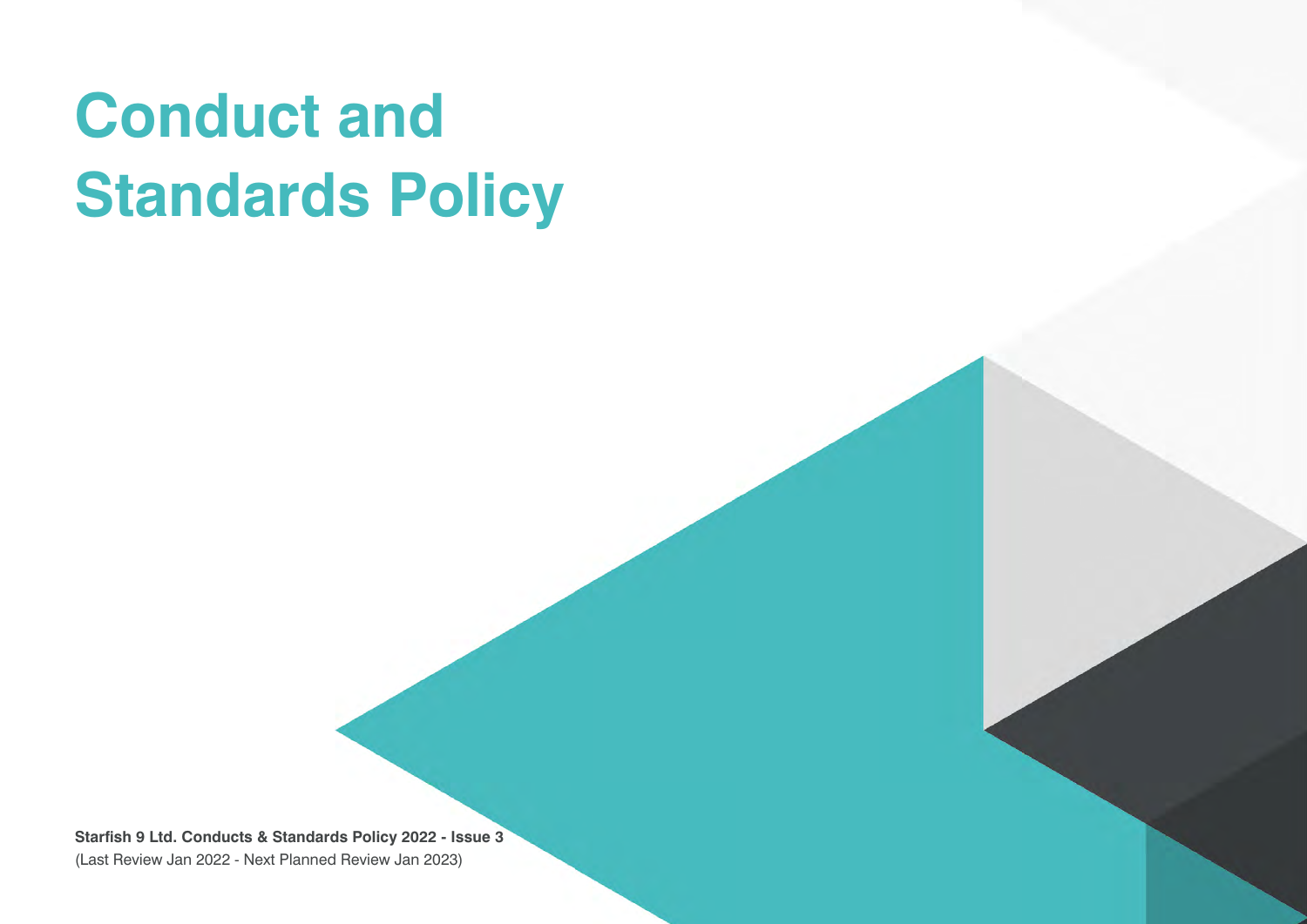# Conduct and Standards Policy

**Starfish 9 Ltd. Conducts & Standards Policy 2022 - Issue 3**
(Last Review Jan 2022 - Next Planned Review Jan 2023)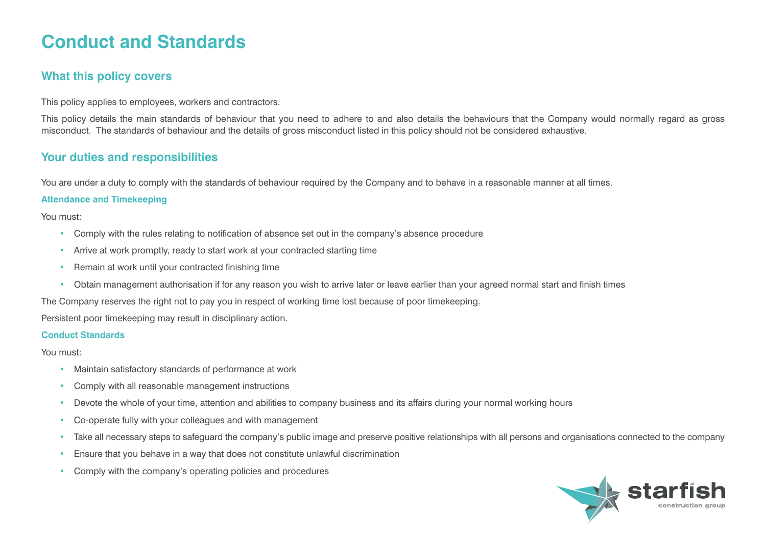# Conduct and Standards

## What this policy covers

This policy applies to employees, workers and contractors.

This policy details the main standards of behaviour that you need to adhere to and also details the behaviours that the Company would normally regard as gross misconduct. The standards of behaviour and the details of gross misconduct listed in this policy should not be considered exhaustive.

## Your duties and responsibilities

You are under a duty to comply with the standards of behaviour required by the Company and to behave in a reasonable manner at all times.

### Attendance and Timekeeping

You must:

- Comply with the rules relating to notification of absence set out in the company's absence procedure
- Arrive at work promptly, ready to start work at your contracted starting time
- Remain at work until your contracted finishing time
- Obtain management authorisation if for any reason you wish to arrive later or leave earlier than your agreed normal start and finish times

The Company reserves the right not to pay you in respect of working time lost because of poor timekeeping.

Persistent poor timekeeping may result in disciplinary action.

### Conduct Standards

You must:

- Maintain satisfactory standards of performance at work
- Comply with all reasonable management instructions
- Devote the whole of your time, attention and abilities to company business and its affairs during your normal working hours
- Co-operate fully with your colleagues and with management
- Take all necessary steps to safeguard the company's public image and preserve positive relationships with all persons and organisations connected to the company
- Ensure that you behave in a way that does not constitute unlawful discrimination
- Comply with the company's operating policies and procedures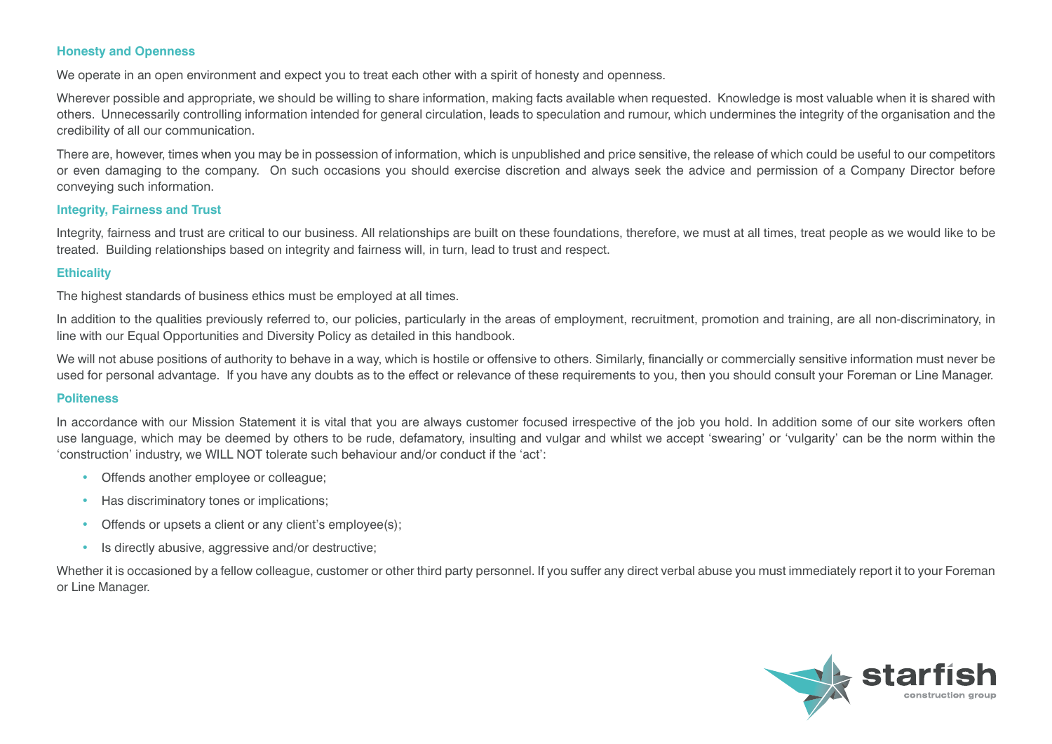### Honesty and Openness

We operate in an open environment and expect you to treat each other with a spirit of honesty and openness.

Wherever possible and appropriate, we should be willing to share information, making facts available when requested. Knowledge is most valuable when it is shared with others. Unnecessarily controlling information intended for general circulation, leads to speculation and rumour, which undermines the integrity of the organisation and the credibility of all our communication.

There are, however, times when you may be in possession of information, which is unpublished and price sensitive, the release of which could be useful to our competitors or even damaging to the company. On such occasions you should exercise discretion and always seek the advice and permission of a Company Director before conveying such information.

### Integrity, Fairness and Trust

Integrity, fairness and trust are critical to our business. All relationships are built on these foundations, therefore, we must at all times, treat people as we would like to be treated. Building relationships based on integrity and fairness will, in turn, lead to trust and respect.

### Ethicality

The highest standards of business ethics must be employed at all times.

In addition to the qualities previously referred to, our policies, particularly in the areas of employment, recruitment, promotion and training, are all non-discriminatory, in line with our Equal Opportunities and Diversity Policy as detailed in this handbook.

We will not abuse positions of authority to behave in a way, which is hostile or offensive to others. Similarly, financially or commercially sensitive information must never be used for personal advantage. If you have any doubts as to the effect or relevance of these requirements to you, then you should consult your Foreman or Line Manager.

### Politeness

In accordance with our Mission Statement it is vital that you are always customer focused irrespective of the job you hold. In addition some of our site workers often use language, which may be deemed by others to be rude, defamatory, insulting and vulgar and whilst we accept 'swearing' or 'vulgarity' can be the norm within the 'construction' industry, we WILL NOT tolerate such behaviour and/or conduct if the 'act':

- Offends another employee or colleague;
- Has discriminatory tones or implications;
- Offends or upsets a client or any client's employee(s);
- Is directly abusive, aggressive and/or destructive;

Whether it is occasioned by a fellow colleague, customer or other third party personnel. If you suffer any direct verbal abuse you must immediately report it to your Foreman or Line Manager.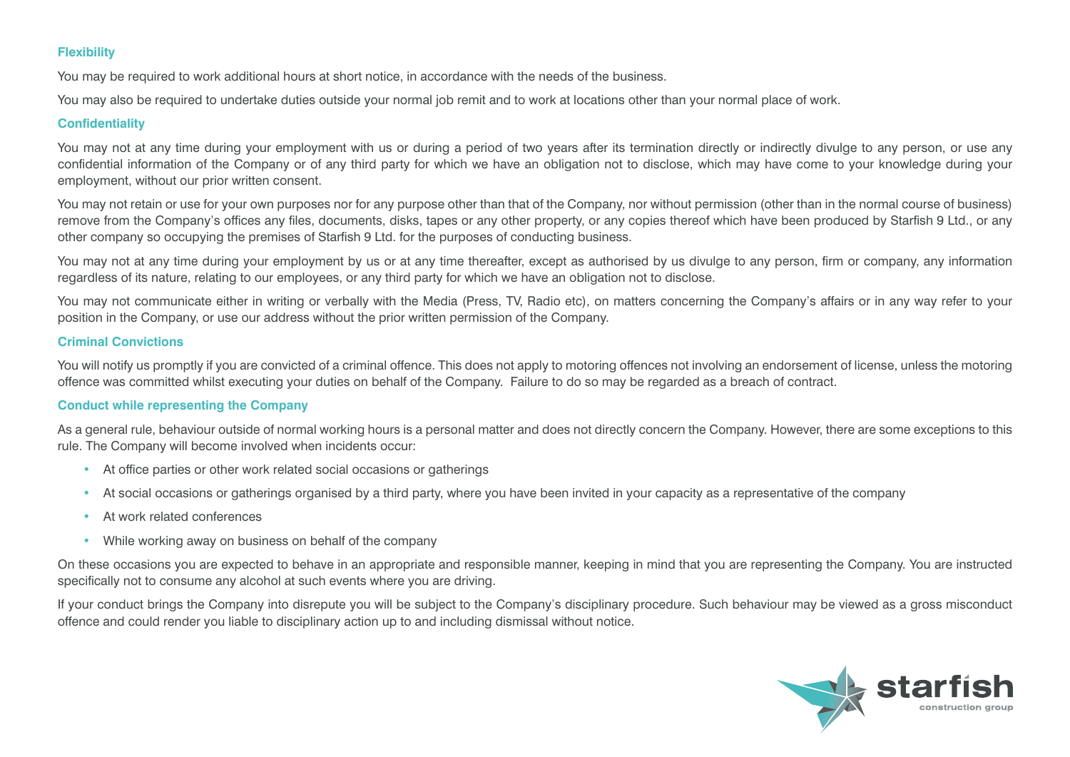### Flexibility

You may be required to work additional hours at short notice, in accordance with the needs of the business.

You may also be required to undertake duties outside your normal job remit and to work at locations other than your normal place of work.

### Confidentiality

You may not at any time during your employment with us or during a period of two years after its termination directly or indirectly divulge to any person, or use any confidential information of the Company or of any third party for which we have an obligation not to disclose, which may have come to your knowledge during your employment, without our prior written consent.

You may not retain or use for your own purposes nor for any purpose other than that of the Company, nor without permission (other than in the normal course of business) remove from the Company's offices any files, documents, disks, tapes or any other property, or any copies thereof which have been produced by Starfish 9 Ltd., or any other company so occupying the premises of Starfish 9 Ltd. for the purposes of conducting business.

You may not at any time during your employment by us or at any time thereafter, except as authorised by us divulge to any person, firm or company, any information regardless of its nature, relating to our employees, or any third party for which we have an obligation not to disclose.

You may not communicate either in writing or verbally with the Media (Press, TV, Radio etc), on matters concerning the Company's affairs or in any way refer to your position in the Company, or use our address without the prior written permission of the Company.

### Criminal Convictions

You will notify us promptly if you are convicted of a criminal offence. This does not apply to motoring offences not involving an endorsement of license, unless the motoring offence was committed whilst executing your duties on behalf of the Company. Failure to do so may be regarded as a breach of contract.

### Conduct while representing the Company

As a general rule, behaviour outside of normal working hours is a personal matter and does not directly concern the Company. However, there are some exceptions to this rule. The Company will become involved when incidents occur:

- At office parties or other work related social occasions or gatherings
- At social occasions or gatherings organised by a third party, where you have been invited in your capacity as a representative of the company
- At work related conferences
- While working away on business on behalf of the company

On these occasions you are expected to behave in an appropriate and responsible manner, keeping in mind that you are representing the Company. You are instructed specifically not to consume any alcohol at such events where you are driving.

If your conduct brings the Company into disrepute you will be subject to the Company's disciplinary procedure. Such behaviour may be viewed as a gross misconduct offence and could render you liable to disciplinary action up to and including dismissal without notice.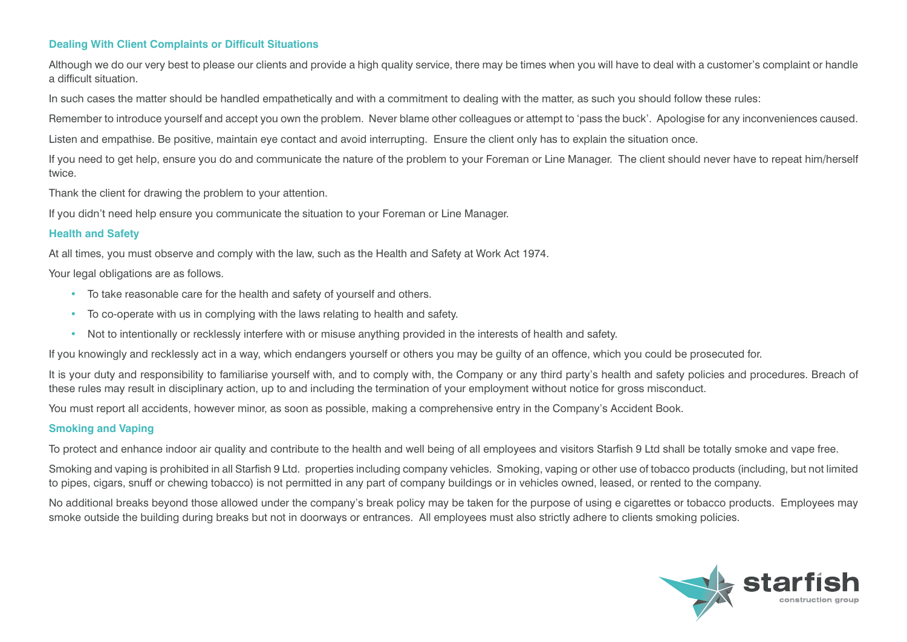## Dealing With Client Complaints or Difficult Situations

Although we do our very best to please our clients and provide a high quality service, there may be times when you will have to deal with a customer's complaint or handle a difficult situation.

In such cases the matter should be handled empathetically and with a commitment to dealing with the matter, as such you should follow these rules:

Remember to introduce yourself and accept you own the problem. Never blame other colleagues or attempt to 'pass the buck'. Apologise for any inconveniences caused.

Listen and empathise. Be positive, maintain eye contact and avoid interrupting. Ensure the client only has to explain the situation once.

If you need to get help, ensure you do and communicate the nature of the problem to your Foreman or Line Manager. The client should never have to repeat him/herself twice.

Thank the client for drawing the problem to your attention.

If you didn't need help ensure you communicate the situation to your Foreman or Line Manager.

## Health and Safety

At all times, you must observe and comply with the law, such as the Health and Safety at Work Act 1974.

Your legal obligations are as follows.

- To take reasonable care for the health and safety of yourself and others.
- To co-operate with us in complying with the laws relating to health and safety.
- Not to intentionally or recklessly interfere with or misuse anything provided in the interests of health and safety.

If you knowingly and recklessly act in a way, which endangers yourself or others you may be guilty of an offence, which you could be prosecuted for.

It is your duty and responsibility to familiarise yourself with, and to comply with, the Company or any third party's health and safety policies and procedures. Breach of these rules may result in disciplinary action, up to and including the termination of your employment without notice for gross misconduct.

You must report all accidents, however minor, as soon as possible, making a comprehensive entry in the Company's Accident Book.

## Smoking and Vaping

To protect and enhance indoor air quality and contribute to the health and well being of all employees and visitors Starfish 9 Ltd shall be totally smoke and vape free.

Smoking and vaping is prohibited in all Starfish 9 Ltd. properties including company vehicles. Smoking, vaping or other use of tobacco products (including, but not limited to pipes, cigars, snuff or chewing tobacco) is not permitted in any part of company buildings or in vehicles owned, leased, or rented to the company.

No additional breaks beyond those allowed under the company's break policy may be taken for the purpose of using e cigarettes or tobacco products. Employees may smoke outside the building during breaks but not in doorways or entrances. All employees must also strictly adhere to clients smoking policies.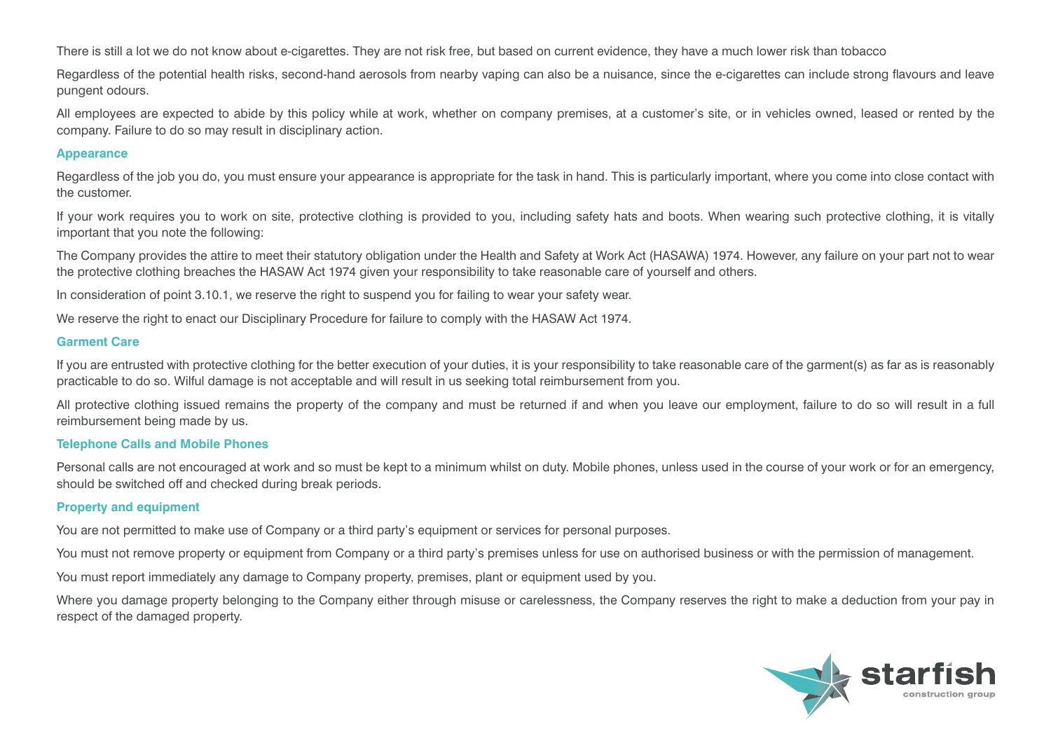There is still a lot we do not know about e-cigarettes. They are not risk free, but based on current evidence, they have a much lower risk than tobacco

Regardless of the potential health risks, second-hand aerosols from nearby vaping can also be a nuisance, since the e-cigarettes can include strong flavours and leave pungent odours.

All employees are expected to abide by this policy while at work, whether on company premises, at a customer's site, or in vehicles owned, leased or rented by the company. Failure to do so may result in disciplinary action.

### Appearance

Regardless of the job you do, you must ensure your appearance is appropriate for the task in hand. This is particularly important, where you come into close contact with the customer.

If your work requires you to work on site, protective clothing is provided to you, including safety hats and boots. When wearing such protective clothing, it is vitally important that you note the following:

The Company provides the attire to meet their statutory obligation under the Health and Safety at Work Act (HASAWA) 1974. However, any failure on your part not to wear the protective clothing breaches the HASAW Act 1974 given your responsibility to take reasonable care of yourself and others.

In consideration of point 3.10.1, we reserve the right to suspend you for failing to wear your safety wear.

We reserve the right to enact our Disciplinary Procedure for failure to comply with the HASAW Act 1974.

### Garment Care

If you are entrusted with protective clothing for the better execution of your duties, it is your responsibility to take reasonable care of the garment(s) as far as is reasonably practicable to do so. Wilful damage is not acceptable and will result in us seeking total reimbursement from you.

All protective clothing issued remains the property of the company and must be returned if and when you leave our employment, failure to do so will result in a full reimbursement being made by us.

### Telephone Calls and Mobile Phones

Personal calls are not encouraged at work and so must be kept to a minimum whilst on duty. Mobile phones, unless used in the course of your work or for an emergency, should be switched off and checked during break periods.

### Property and equipment

You are not permitted to make use of Company or a third party's equipment or services for personal purposes.

You must not remove property or equipment from Company or a third party's premises unless for use on authorised business or with the permission of management.

You must report immediately any damage to Company property, premises, plant or equipment used by you.

Where you damage property belonging to the Company either through misuse or carelessness, the Company reserves the right to make a deduction from your pay in respect of the damaged property.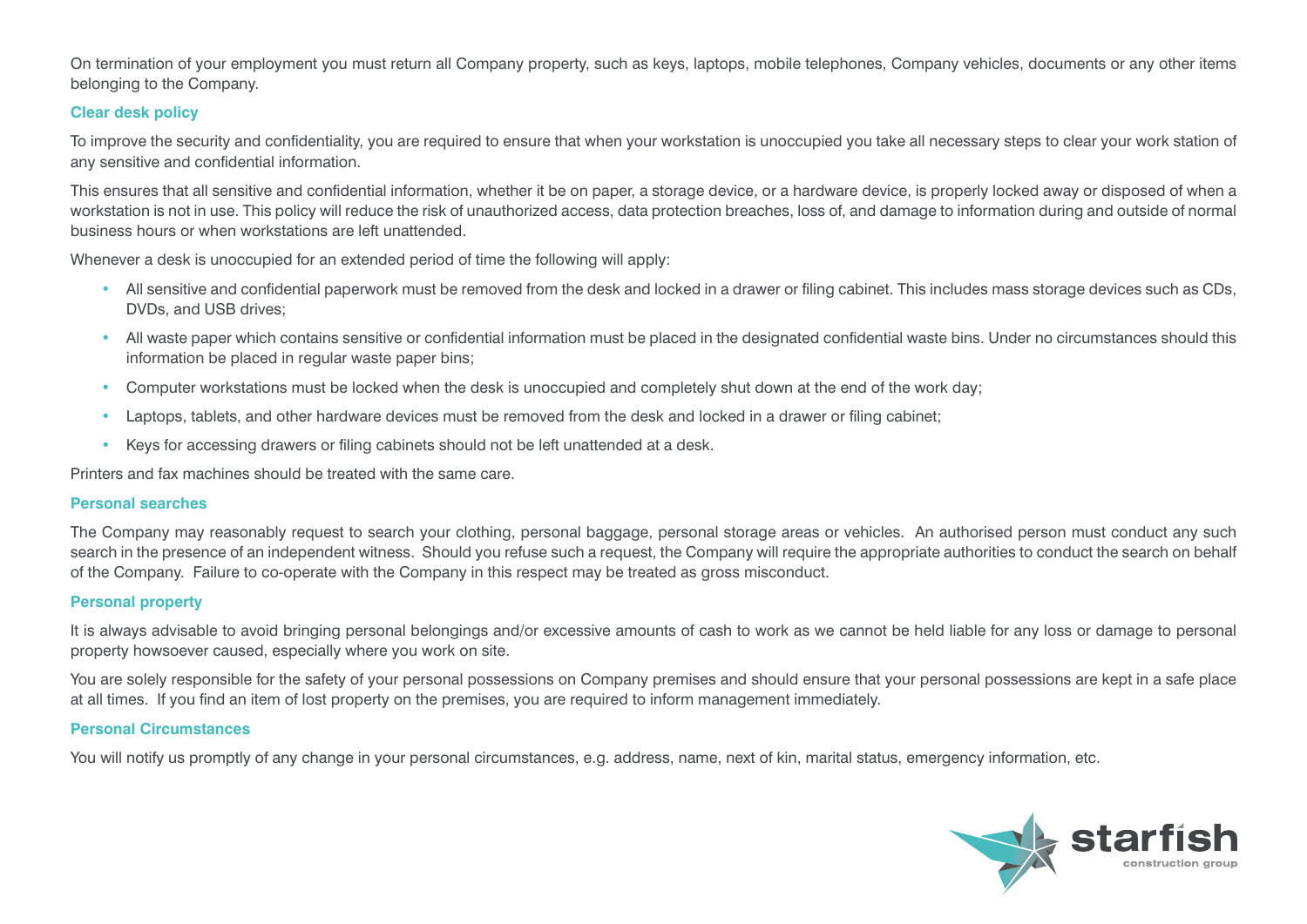On termination of your employment you must return all Company property, such as keys, laptops, mobile telephones, Company vehicles, documents or any other items belonging to the Company.

### Clear desk policy

To improve the security and confidentiality, you are required to ensure that when your workstation is unoccupied you take all necessary steps to clear your work station of any sensitive and confidential information.

This ensures that all sensitive and confidential information, whether it be on paper, a storage device, or a hardware device, is properly locked away or disposed of when a workstation is not in use. This policy will reduce the risk of unauthorized access, data protection breaches, loss of, and damage to information during and outside of normal business hours or when workstations are left unattended.

Whenever a desk is unoccupied for an extended period of time the following will apply:

- All sensitive and confidential paperwork must be removed from the desk and locked in a drawer or filing cabinet. This includes mass storage devices such as CDs, DVDs, and USB drives;
- All waste paper which contains sensitive or confidential information must be placed in the designated confidential waste bins. Under no circumstances should this information be placed in regular waste paper bins;
- Computer workstations must be locked when the desk is unoccupied and completely shut down at the end of the work day;
- Laptops, tablets, and other hardware devices must be removed from the desk and locked in a drawer or filing cabinet;
- Keys for accessing drawers or filing cabinets should not be left unattended at a desk.

Printers and fax machines should be treated with the same care.

### Personal searches

The Company may reasonably request to search your clothing, personal baggage, personal storage areas or vehicles. An authorised person must conduct any such search in the presence of an independent witness. Should you refuse such a request, the Company will require the appropriate authorities to conduct the search on behalf of the Company. Failure to co-operate with the Company in this respect may be treated as gross misconduct.

### Personal property

It is always advisable to avoid bringing personal belongings and/or excessive amounts of cash to work as we cannot be held liable for any loss or damage to personal property howsoever caused, especially where you work on site.

You are solely responsible for the safety of your personal possessions on Company premises and should ensure that your personal possessions are kept in a safe place at all times. If you find an item of lost property on the premises, you are required to inform management immediately.

### Personal Circumstances

You will notify us promptly of any change in your personal circumstances, e.g. address, name, next of kin, marital status, emergency information, etc.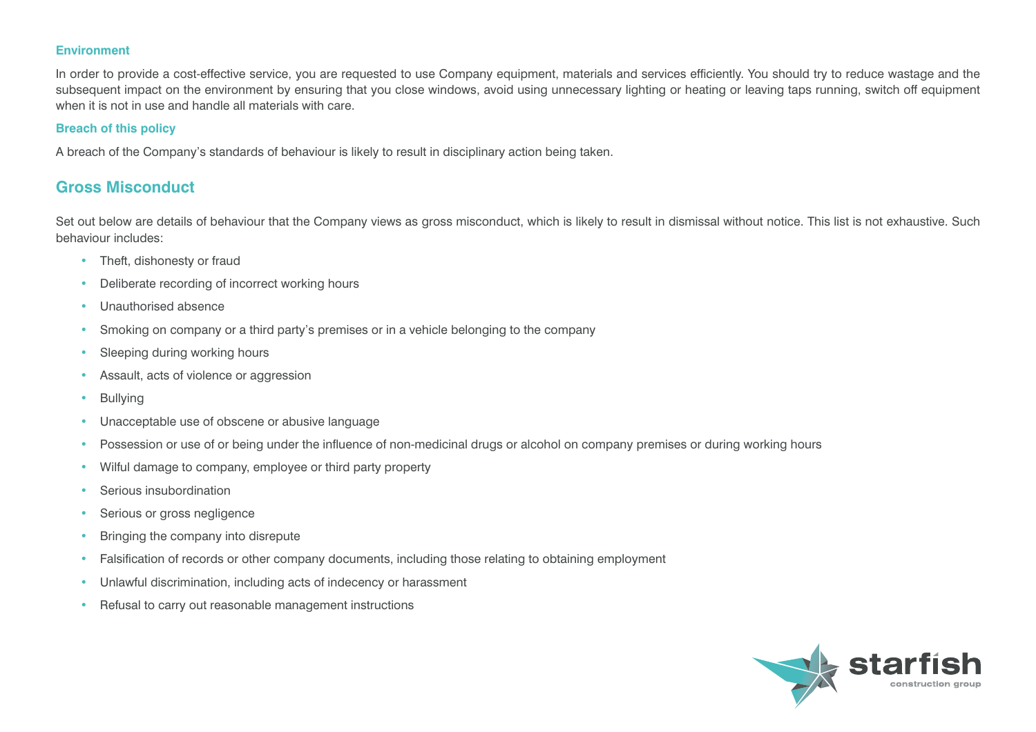### Environment

In order to provide a cost-effective service, you are requested to use Company equipment, materials and services efficiently. You should try to reduce wastage and the subsequent impact on the environment by ensuring that you close windows, avoid using unnecessary lighting or heating or leaving taps running, switch off equipment when it is not in use and handle all materials with care.

### Breach of this policy

A breach of the Company's standards of behaviour is likely to result in disciplinary action being taken.

## Gross Misconduct

Set out below are details of behaviour that the Company views as gross misconduct, which is likely to result in dismissal without notice. This list is not exhaustive. Such behaviour includes:

- Theft, dishonesty or fraud
- Deliberate recording of incorrect working hours
- Unauthorised absence
- Smoking on company or a third party's premises or in a vehicle belonging to the company
- Sleeping during working hours
- Assault, acts of violence or aggression
- Bullying
- Unacceptable use of obscene or abusive language
- Possession or use of or being under the influence of non-medicinal drugs or alcohol on company premises or during working hours
- Wilful damage to company, employee or third party property
- Serious insubordination
- Serious or gross negligence
- Bringing the company into disrepute
- Falsification of records or other company documents, including those relating to obtaining employment
- Unlawful discrimination, including acts of indecency or harassment
- Refusal to carry out reasonable management instructions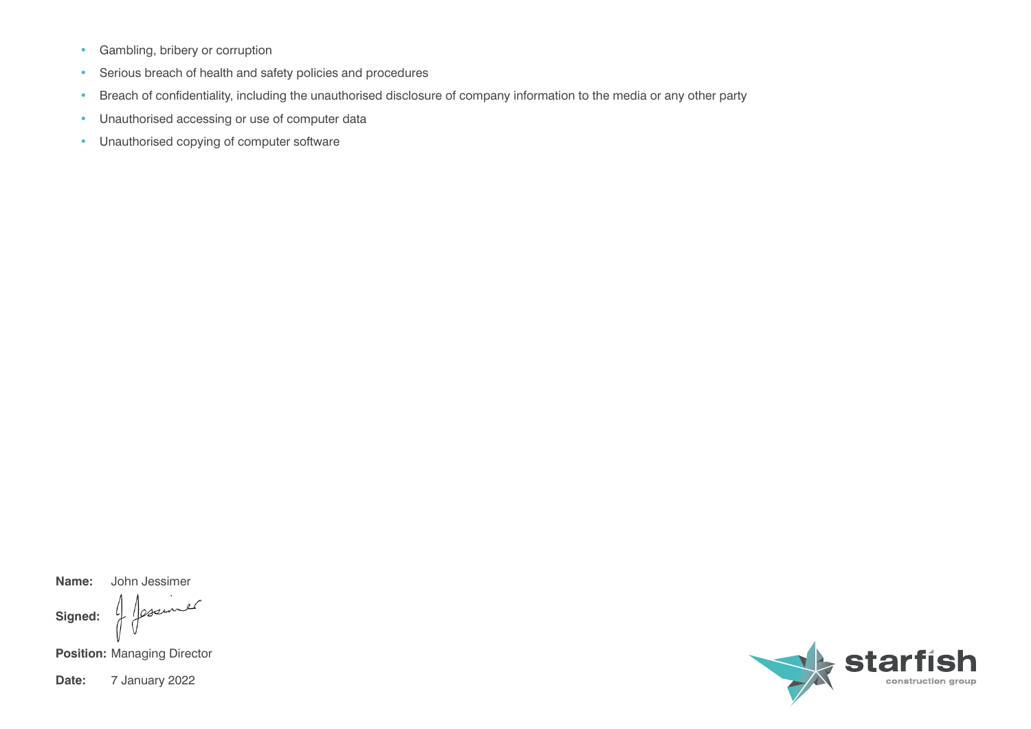- Gambling, bribery or corruption
- Serious breach of health and safety policies and procedures
- Breach of confidentiality, including the unauthorised disclosure of company information to the media or any other party
- Unauthorised accessing or use of computer data
- Unauthorised copying of computer software

**Name:** John Jessimer

**Signed:** J Jessimer

**Position:** Managing Director

**Date:** 7 January 2022

starfish construction group